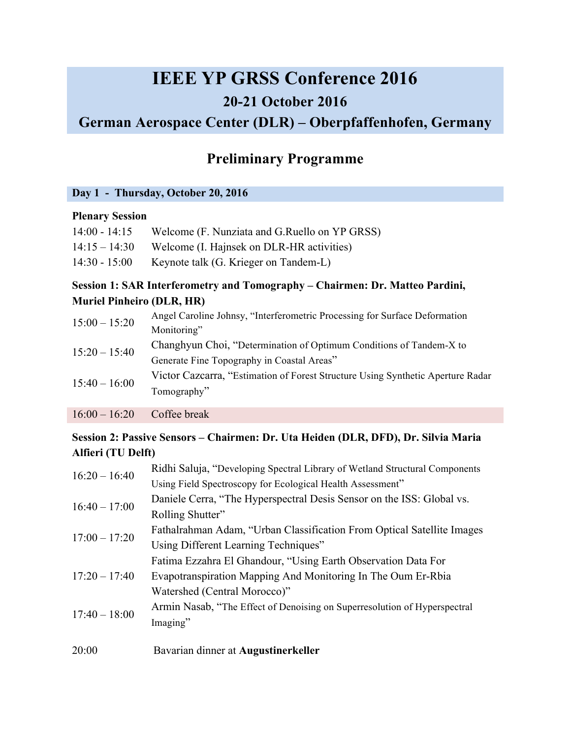# IEEE YP GRSS Conference 2016

## 20-21 October 2016

## German Aerospace Center (DLR) – Oberpfaffenhofen, Germany

## Preliminary Programme

### Day 1 - Thursday, October 20, 2016

**Plenary Session**

| | |
|---|---|
| 14:00 - 14:15 | Welcome (F. Nunziata and G.Ruello on YP GRSS) |
| 14:15 – 14:30 | Welcome (I. Hajnsek on DLR-HR activities) |
| 14:30 - 15:00 | Keynote talk (G. Krieger on Tandem-L) |

**Session 1: SAR Interferometry and Tomography – Chairmen: Dr. Matteo Pardini, Muriel Pinheiro (DLR, HR)**

| | |
|---|---|
| 15:00 – 15:20 | Angel Caroline Johnsy, "Interferometric Processing for Surface Deformation Monitoring" |
| 15:20 – 15:40 | Changhyun Choi, "Determination of Optimum Conditions of Tandem-X to Generate Fine Topography in Coastal Areas" |
| 15:40 – 16:00 | Victor Cazcarra, "Estimation of Forest Structure Using Synthetic Aperture Radar Tomography" |
| 16:00 – 16:20 | Coffee break |

**Session 2: Passive Sensors – Chairmen: Dr. Uta Heiden (DLR, DFD), Dr. Silvia Maria Alfieri (TU Delft)**

| | |
|---|---|
| 16:20 – 16:40 | Ridhi Saluja, "Developing Spectral Library of Wetland Structural Components Using Field Spectroscopy for Ecological Health Assessment" |
| 16:40 – 17:00 | Daniele Cerra, "The Hyperspectral Desis Sensor on the ISS: Global vs. Rolling Shutter" |
| 17:00 – 17:20 | Fathalrahman Adam, "Urban Classification From Optical Satellite Images Using Different Learning Techniques" |
| 17:20 – 17:40 | Fatima Ezzahra El Ghandour, "Using Earth Observation Data For Evapotranspiration Mapping And Monitoring In The Oum Er-Rbia Watershed (Central Morocco)" |
| 17:40 – 18:00 | Armin Nasab, "The Effect of Denoising on Superresolution of Hyperspectral Imaging" |
| 20:00 | Bavarian dinner at **Augustinerkeller** |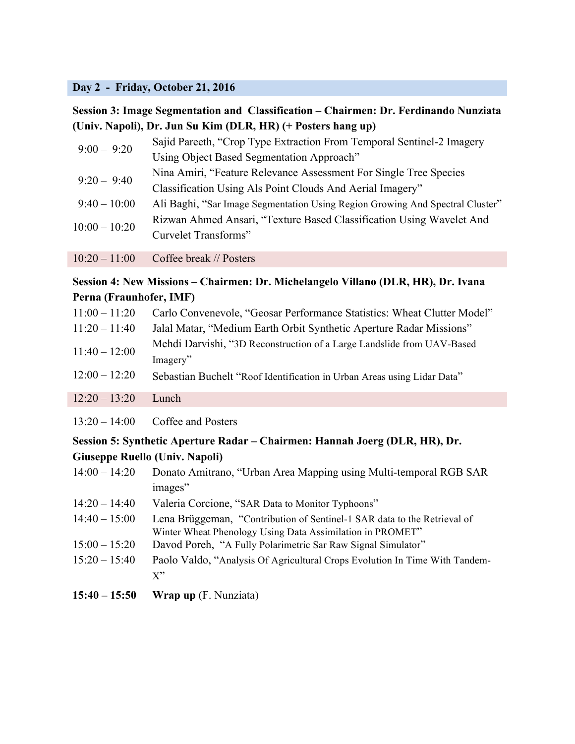**Day 2 - Friday, October 21, 2016**

**Session 3: Image Segmentation and Classification – Chairmen: Dr. Ferdinando Nunziata (Univ. Napoli), Dr. Jun Su Kim (DLR, HR) (+ Posters hang up)**

| | |
|---|---|
| 9:00 – 9:20 | Sajid Pareeth, "Crop Type Extraction From Temporal Sentinel-2 Imagery Using Object Based Segmentation Approach" |
| 9:20 – 9:40 | Nina Amiri, "Feature Relevance Assessment For Single Tree Species Classification Using Als Point Clouds And Aerial Imagery" |
| 9:40 – 10:00 | Ali Baghi, "Sar Image Segmentation Using Region Growing And Spectral Cluster" |
| 10:00 – 10:20 | Rizwan Ahmed Ansari, "Texture Based Classification Using Wavelet And Curvelet Transforms" |
| 10:20 – 11:00 | Coffee break // Posters |

**Session 4: New Missions – Chairmen: Dr. Michelangelo Villano (DLR, HR), Dr. Ivana Perna (Fraunhofer, IMF)**

| | |
|---|---|
| 11:00 – 11:20 | Carlo Convenevole, "Geosar Performance Statistics: Wheat Clutter Model" |
| 11:20 – 11:40 | Jalal Matar, "Medium Earth Orbit Synthetic Aperture Radar Missions" |
| 11:40 – 12:00 | Mehdi Darvishi, "3D Reconstruction of a Large Landslide from UAV-Based Imagery" |
| 12:00 – 12:20 | Sebastian Buchelt "Roof Identification in Urban Areas using Lidar Data" |
| 12:20 – 13:20 | Lunch |
| 13:20 – 14:00 | Coffee and Posters |

**Session 5: Synthetic Aperture Radar – Chairmen: Hannah Joerg (DLR, HR), Dr. Giuseppe Ruello (Univ. Napoli)**

| | |
|---|---|
| 14:00 – 14:20 | Donato Amitrano, "Urban Area Mapping using Multi-temporal RGB SAR images" |
| 14:20 – 14:40 | Valeria Corcione, "SAR Data to Monitor Typhoons" |
| 14:40 – 15:00 | Lena Brüggeman, "Contribution of Sentinel-1 SAR data to the Retrieval of Winter Wheat Phenology Using Data Assimilation in PROMET" |
| 15:00 – 15:20 | Davod Poreh, "A Fully Polarimetric Sar Raw Signal Simulator" |
| 15:20 – 15:40 | Paolo Valdo, "Analysis Of Agricultural Crops Evolution In Time With Tandem-X" |
| **15:40 – 15:50** | **Wrap up** (F. Nunziata) |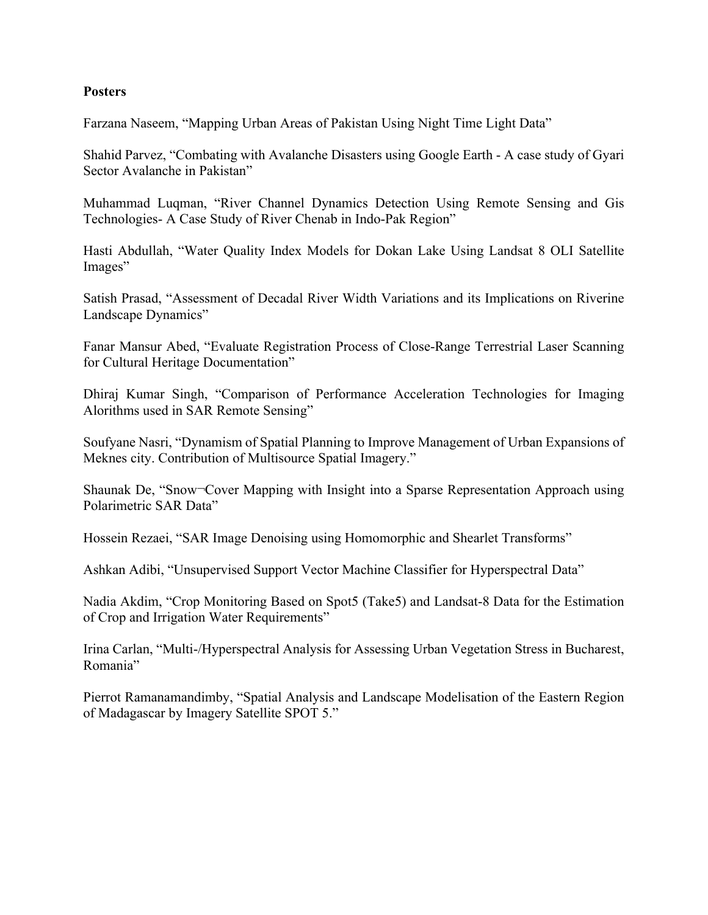**Posters**

Farzana Naseem, “Mapping Urban Areas of Pakistan Using Night Time Light Data”

Shahid Parvez, “Combating with Avalanche Disasters using Google Earth - A case study of Gyari Sector Avalanche in Pakistan”

Muhammad Luqman, “River Channel Dynamics Detection Using Remote Sensing and Gis Technologies- A Case Study of River Chenab in Indo-Pak Region”

Hasti Abdullah, “Water Quality Index Models for Dokan Lake Using Landsat 8 OLI Satellite Images”

Satish Prasad, “Assessment of Decadal River Width Variations and its Implications on Riverine Landscape Dynamics”

Fanar Mansur Abed, “Evaluate Registration Process of Close-Range Terrestrial Laser Scanning for Cultural Heritage Documentation”

Dhiraj Kumar Singh, “Comparison of Performance Acceleration Technologies for Imaging Alorithms used in SAR Remote Sensing”

Soufyane Nasri, “Dynamism of Spatial Planning to Improve Management of Urban Expansions of Meknes city. Contribution of Multisource Spatial Imagery.”

Shaunak De, “Snow¬Cover Mapping with Insight into a Sparse Representation Approach using Polarimetric SAR Data”

Hossein Rezaei, “SAR Image Denoising using Homomorphic and Shearlet Transforms”

Ashkan Adibi, “Unsupervised Support Vector Machine Classifier for Hyperspectral Data”

Nadia Akdim, “Crop Monitoring Based on Spot5 (Take5) and Landsat-8 Data for the Estimation of Crop and Irrigation Water Requirements”

Irina Carlan, “Multi-/Hyperspectral Analysis for Assessing Urban Vegetation Stress in Bucharest, Romania”

Pierrot Ramanamandimby, “Spatial Analysis and Landscape Modelisation of the Eastern Region of Madagascar by Imagery Satellite SPOT 5.”